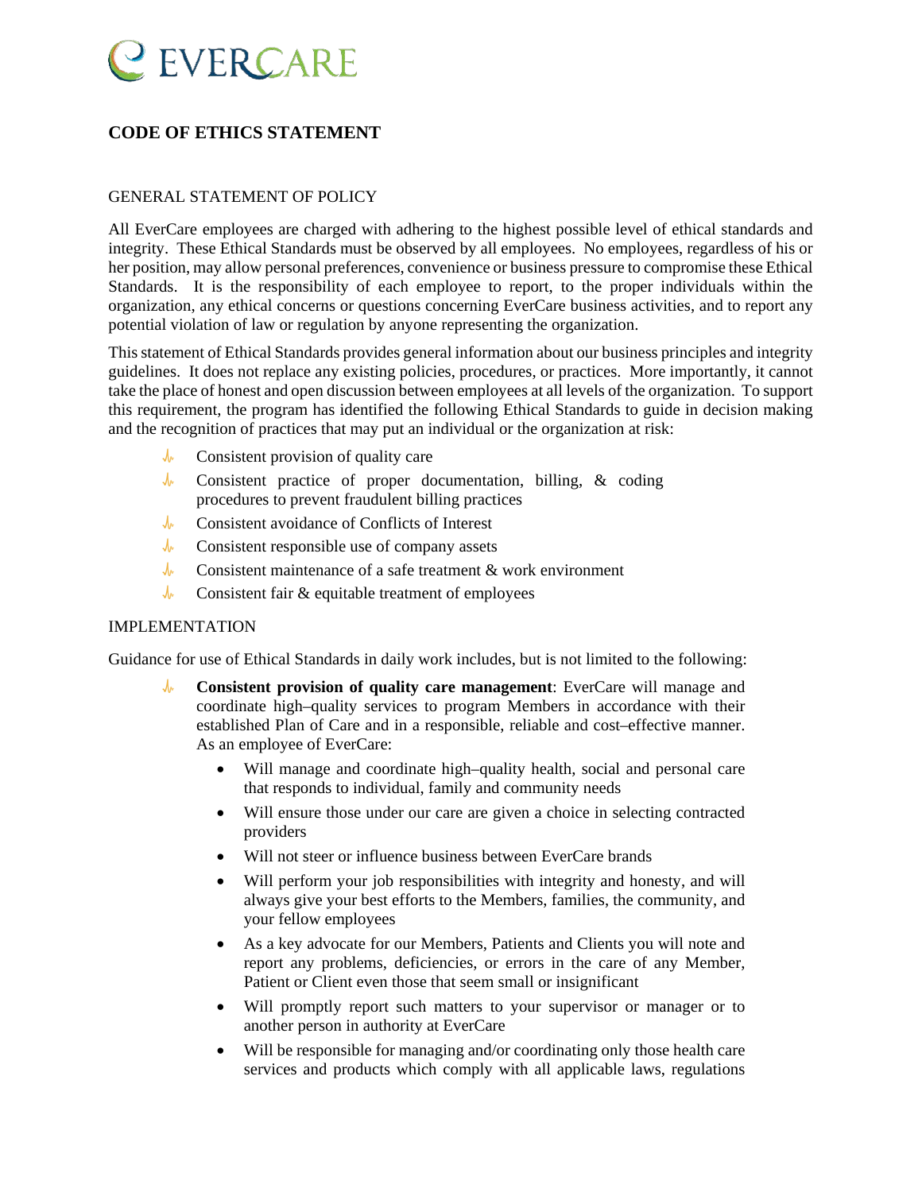EVERCARE

# CODE OF ETHICS STATEMENT

## GENERAL STATEMENT OF POLICY

All EverCare employees are charged with adhering to the highest possible level of ethical standards and integrity. These Ethical Standards must be observed by all employees. No employees, regardless of his or her position, may allow personal preferences, convenience or business pressure to compromise these Ethical Standards. It is the responsibility of each employee to report, to the proper individuals within the organization, any ethical concerns or questions concerning EverCare business activities, and to report any potential violation of law or regulation by anyone representing the organization.

This statement of Ethical Standards provides general information about our business principles and integrity guidelines. It does not replace any existing policies, procedures, or practices. More importantly, it cannot take the place of honest and open discussion between employees at all levels of the organization. To support this requirement, the program has identified the following Ethical Standards to guide in decision making and the recognition of practices that may put an individual or the organization at risk:

- Consistent provision of quality care
- Consistent practice of proper documentation, billing, & coding procedures to prevent fraudulent billing practices
- Consistent avoidance of Conflicts of Interest
- Consistent responsible use of company assets
- Consistent maintenance of a safe treatment & work environment
- Consistent fair & equitable treatment of employees

## IMPLEMENTATION

Guidance for use of Ethical Standards in daily work includes, but is not limited to the following:

- **Consistent provision of quality care management**: EverCare will manage and coordinate high–quality services to program Members in accordance with their established Plan of Care and in a responsible, reliable and cost–effective manner. As an employee of EverCare:
  - Will manage and coordinate high–quality health, social and personal care that responds to individual, family and community needs
  - Will ensure those under our care are given a choice in selecting contracted providers
  - Will not steer or influence business between EverCare brands
  - Will perform your job responsibilities with integrity and honesty, and will always give your best efforts to the Members, families, the community, and your fellow employees
  - As a key advocate for our Members, Patients and Clients you will note and report any problems, deficiencies, or errors in the care of any Member, Patient or Client even those that seem small or insignificant
  - Will promptly report such matters to your supervisor or manager or to another person in authority at EverCare
  - Will be responsible for managing and/or coordinating only those health care services and products which comply with all applicable laws, regulations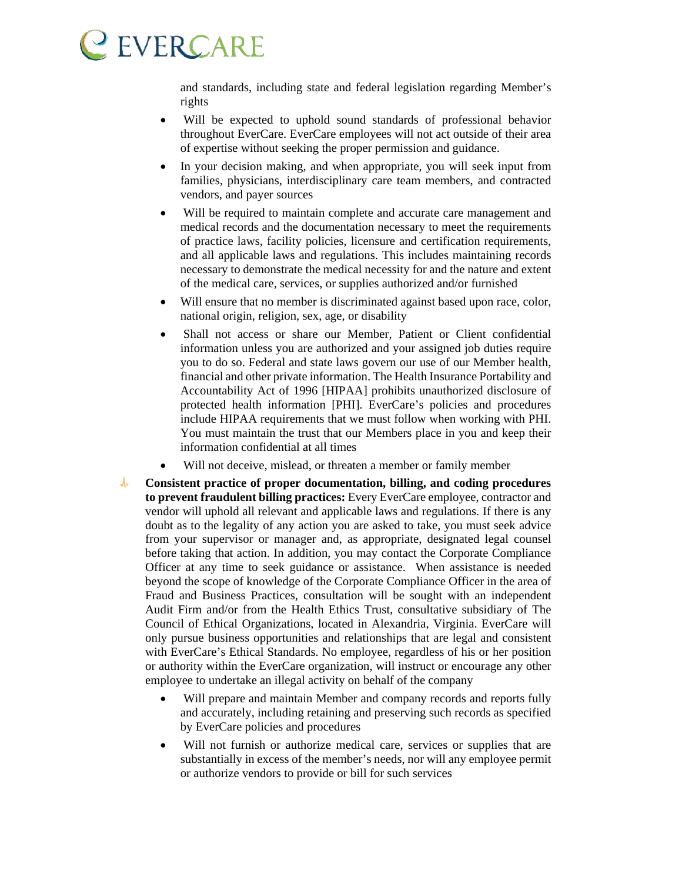and standards, including state and federal legislation regarding Member's rights

- Will be expected to uphold sound standards of professional behavior throughout EverCare. EverCare employees will not act outside of their area of expertise without seeking the proper permission and guidance.
- In your decision making, and when appropriate, you will seek input from families, physicians, interdisciplinary care team members, and contracted vendors, and payer sources
- Will be required to maintain complete and accurate care management and medical records and the documentation necessary to meet the requirements of practice laws, facility policies, licensure and certification requirements, and all applicable laws and regulations. This includes maintaining records necessary to demonstrate the medical necessity for and the nature and extent of the medical care, services, or supplies authorized and/or furnished
- Will ensure that no member is discriminated against based upon race, color, national origin, religion, sex, age, or disability
- Shall not access or share our Member, Patient or Client confidential information unless you are authorized and your assigned job duties require you to do so. Federal and state laws govern our use of our Member health, financial and other private information. The Health Insurance Portability and Accountability Act of 1996 [HIPAA] prohibits unauthorized disclosure of protected health information [PHI]. EverCare's policies and procedures include HIPAA requirements that we must follow when working with PHI. You must maintain the trust that our Members place in you and keep their information confidential at all times
- Will not deceive, mislead, or threaten a member or family member

**Consistent practice of proper documentation, billing, and coding procedures to prevent fraudulent billing practices:** Every EverCare employee, contractor and vendor will uphold all relevant and applicable laws and regulations. If there is any doubt as to the legality of any action you are asked to take, you must seek advice from your supervisor or manager and, as appropriate, designated legal counsel before taking that action. In addition, you may contact the Corporate Compliance Officer at any time to seek guidance or assistance. When assistance is needed beyond the scope of knowledge of the Corporate Compliance Officer in the area of Fraud and Business Practices, consultation will be sought with an independent Audit Firm and/or from the Health Ethics Trust, consultative subsidiary of The Council of Ethical Organizations, located in Alexandria, Virginia. EverCare will only pursue business opportunities and relationships that are legal and consistent with EverCare's Ethical Standards. No employee, regardless of his or her position or authority within the EverCare organization, will instruct or encourage any other employee to undertake an illegal activity on behalf of the company

- Will prepare and maintain Member and company records and reports fully and accurately, including retaining and preserving such records as specified by EverCare policies and procedures
- Will not furnish or authorize medical care, services or supplies that are substantially in excess of the member's needs, nor will any employee permit or authorize vendors to provide or bill for such services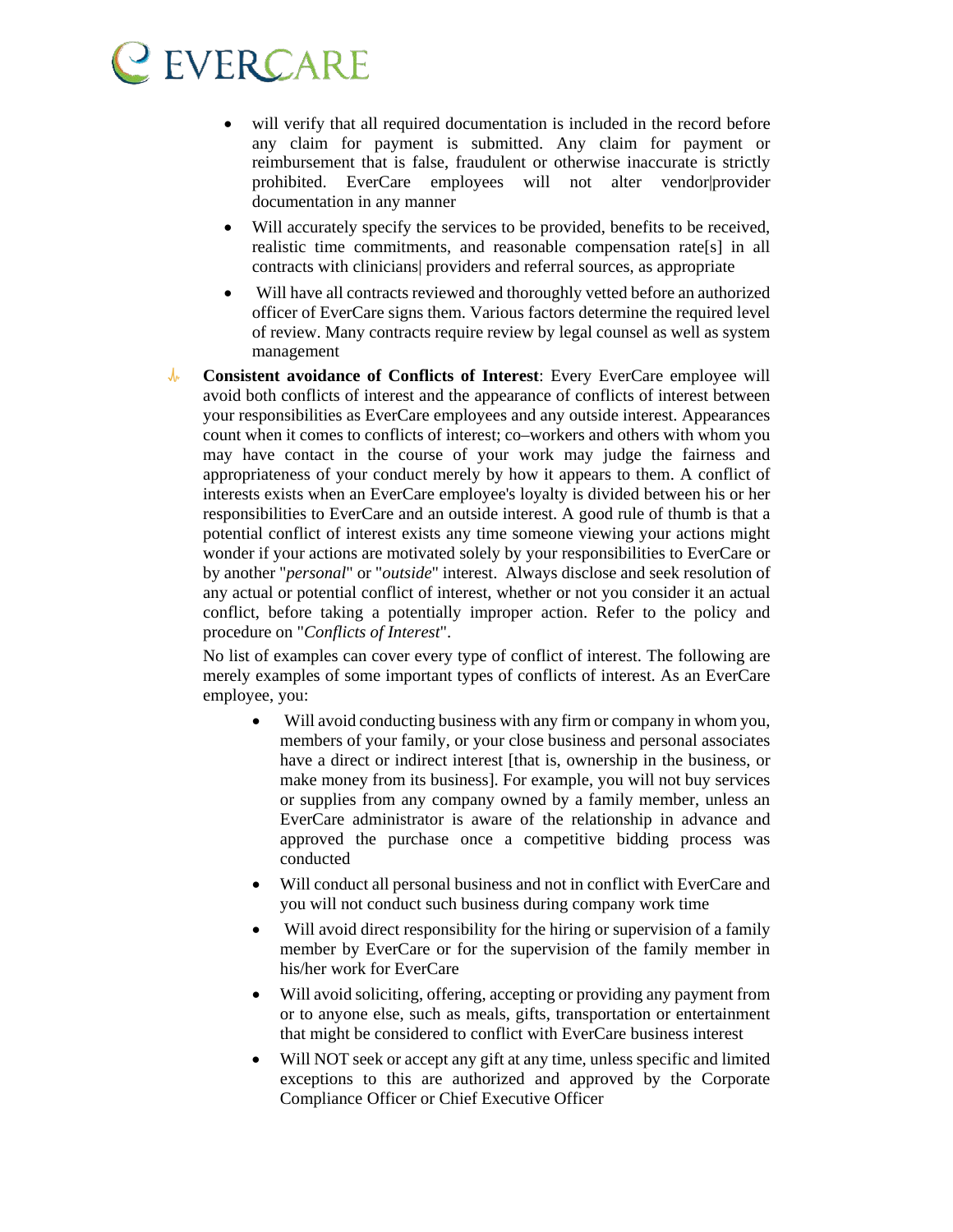- will verify that all required documentation is included in the record before any claim for payment is submitted. Any claim for payment or reimbursement that is false, fraudulent or otherwise inaccurate is strictly prohibited. EverCare employees will not alter vendor|provider documentation in any manner
- Will accurately specify the services to be provided, benefits to be received, realistic time commitments, and reasonable compensation rate[s] in all contracts with clinicians| providers and referral sources, as appropriate
- Will have all contracts reviewed and thoroughly vetted before an authorized officer of EverCare signs them. Various factors determine the required level of review. Many contracts require review by legal counsel as well as system management

- **Consistent avoidance of Conflicts of Interest**: Every EverCare employee will avoid both conflicts of interest and the appearance of conflicts of interest between your responsibilities as EverCare employees and any outside interest. Appearances count when it comes to conflicts of interest; co–workers and others with whom you may have contact in the course of your work may judge the fairness and appropriateness of your conduct merely by how it appears to them. A conflict of interests exists when an EverCare employee's loyalty is divided between his or her responsibilities to EverCare and an outside interest. A good rule of thumb is that a potential conflict of interest exists any time someone viewing your actions might wonder if your actions are motivated solely by your responsibilities to EverCare or by another "*personal*" or "*outside*" interest. Always disclose and seek resolution of any actual or potential conflict of interest, whether or not you consider it an actual conflict, before taking a potentially improper action. Refer to the policy and procedure on "*Conflicts of Interest*".

  No list of examples can cover every type of conflict of interest. The following are merely examples of some important types of conflicts of interest. As an EverCare employee, you:

  - Will avoid conducting business with any firm or company in whom you, members of your family, or your close business and personal associates have a direct or indirect interest [that is, ownership in the business, or make money from its business]. For example, you will not buy services or supplies from any company owned by a family member, unless an EverCare administrator is aware of the relationship in advance and approved the purchase once a competitive bidding process was conducted
  - Will conduct all personal business and not in conflict with EverCare and you will not conduct such business during company work time
  - Will avoid direct responsibility for the hiring or supervision of a family member by EverCare or for the supervision of the family member in his/her work for EverCare
  - Will avoid soliciting, offering, accepting or providing any payment from or to anyone else, such as meals, gifts, transportation or entertainment that might be considered to conflict with EverCare business interest
  - Will NOT seek or accept any gift at any time, unless specific and limited exceptions to this are authorized and approved by the Corporate Compliance Officer or Chief Executive Officer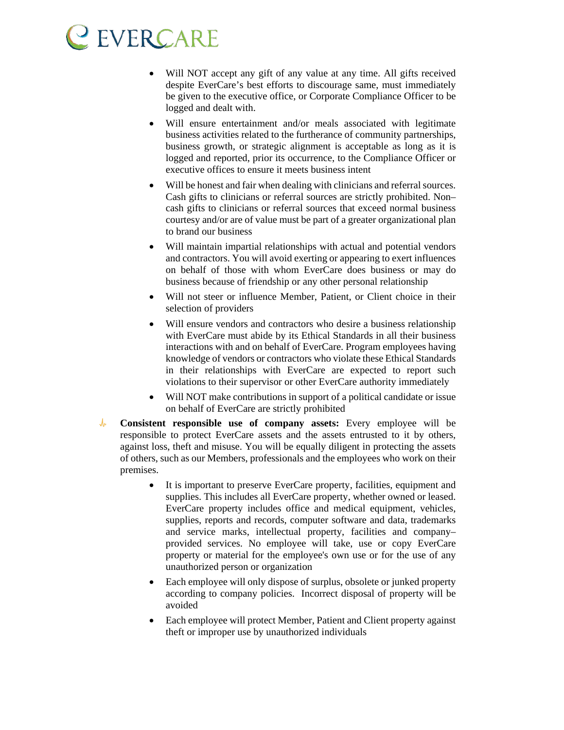- Will NOT accept any gift of any value at any time. All gifts received despite EverCare's best efforts to discourage same, must immediately be given to the executive office, or Corporate Compliance Officer to be logged and dealt with.
- Will ensure entertainment and/or meals associated with legitimate business activities related to the furtherance of community partnerships, business growth, or strategic alignment is acceptable as long as it is logged and reported, prior its occurrence, to the Compliance Officer or executive offices to ensure it meets business intent
- Will be honest and fair when dealing with clinicians and referral sources. Cash gifts to clinicians or referral sources are strictly prohibited. Non–cash gifts to clinicians or referral sources that exceed normal business courtesy and/or are of value must be part of a greater organizational plan to brand our business
- Will maintain impartial relationships with actual and potential vendors and contractors. You will avoid exerting or appearing to exert influences on behalf of those with whom EverCare does business or may do business because of friendship or any other personal relationship
- Will not steer or influence Member, Patient, or Client choice in their selection of providers
- Will ensure vendors and contractors who desire a business relationship with EverCare must abide by its Ethical Standards in all their business interactions with and on behalf of EverCare. Program employees having knowledge of vendors or contractors who violate these Ethical Standards in their relationships with EverCare are expected to report such violations to their supervisor or other EverCare authority immediately
- Will NOT make contributions in support of a political candidate or issue on behalf of EverCare are strictly prohibited

**Consistent responsible use of company assets:** Every employee will be responsible to protect EverCare assets and the assets entrusted to it by others, against loss, theft and misuse. You will be equally diligent in protecting the assets of others, such as our Members, professionals and the employees who work on their premises.

- It is important to preserve EverCare property, facilities, equipment and supplies. This includes all EverCare property, whether owned or leased. EverCare property includes office and medical equipment, vehicles, supplies, reports and records, computer software and data, trademarks and service marks, intellectual property, facilities and company–provided services. No employee will take, use or copy EverCare property or material for the employee's own use or for the use of any unauthorized person or organization
- Each employee will only dispose of surplus, obsolete or junked property according to company policies. Incorrect disposal of property will be avoided
- Each employee will protect Member, Patient and Client property against theft or improper use by unauthorized individuals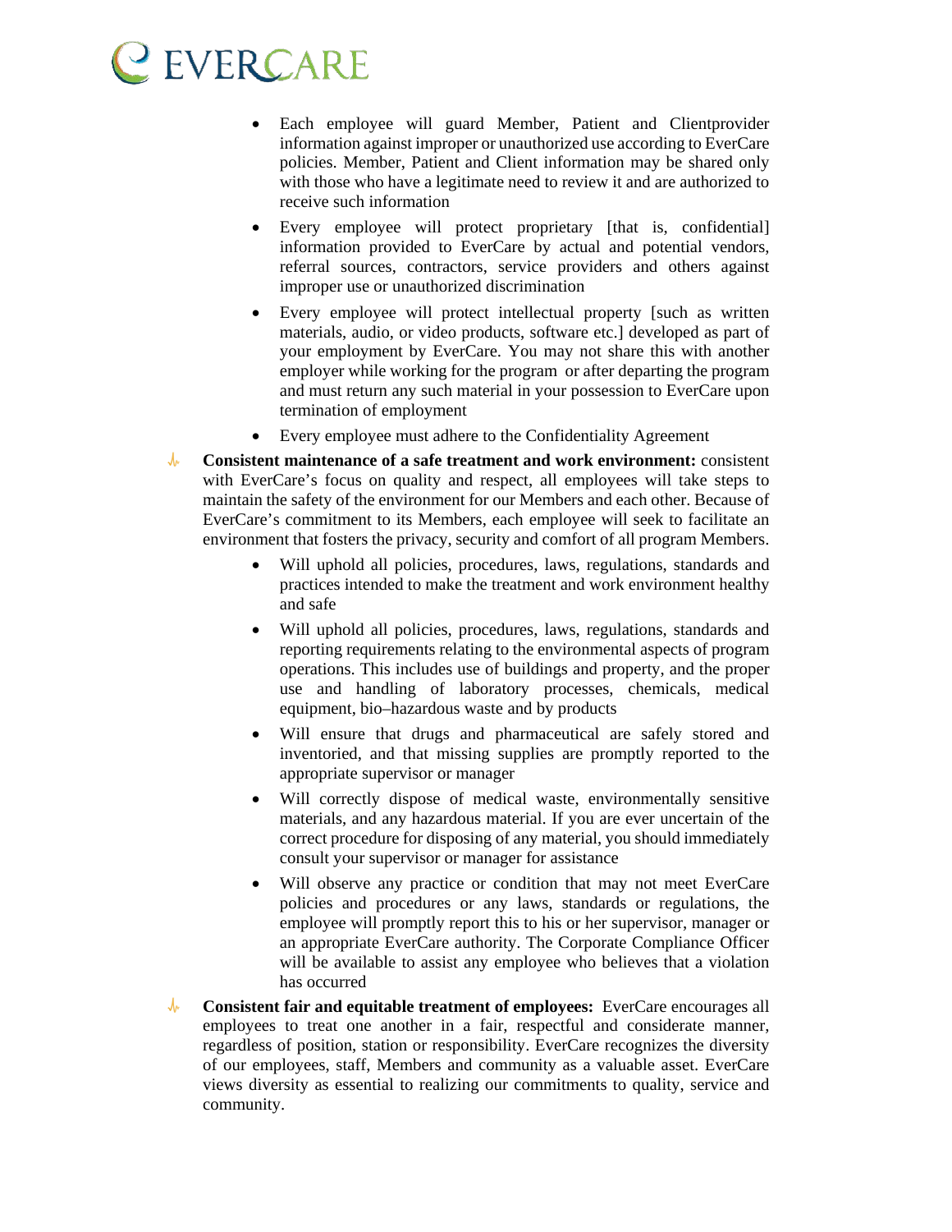- Each employee will guard Member, Patient and Clientprovider information against improper or unauthorized use according to EverCare policies. Member, Patient and Client information may be shared only with those who have a legitimate need to review it and are authorized to receive such information
- Every employee will protect proprietary [that is, confidential] information provided to EverCare by actual and potential vendors, referral sources, contractors, service providers and others against improper use or unauthorized discrimination
- Every employee will protect intellectual property [such as written materials, audio, or video products, software etc.] developed as part of your employment by EverCare. You may not share this with another employer while working for the program or after departing the program and must return any such material in your possession to EverCare upon termination of employment
- Every employee must adhere to the Confidentiality Agreement

**Consistent maintenance of a safe treatment and work environment:** consistent with EverCare's focus on quality and respect, all employees will take steps to maintain the safety of the environment for our Members and each other. Because of EverCare's commitment to its Members, each employee will seek to facilitate an environment that fosters the privacy, security and comfort of all program Members.

- Will uphold all policies, procedures, laws, regulations, standards and practices intended to make the treatment and work environment healthy and safe
- Will uphold all policies, procedures, laws, regulations, standards and reporting requirements relating to the environmental aspects of program operations. This includes use of buildings and property, and the proper use and handling of laboratory processes, chemicals, medical equipment, bio–hazardous waste and by products
- Will ensure that drugs and pharmaceutical are safely stored and inventoried, and that missing supplies are promptly reported to the appropriate supervisor or manager
- Will correctly dispose of medical waste, environmentally sensitive materials, and any hazardous material. If you are ever uncertain of the correct procedure for disposing of any material, you should immediately consult your supervisor or manager for assistance
- Will observe any practice or condition that may not meet EverCare policies and procedures or any laws, standards or regulations, the employee will promptly report this to his or her supervisor, manager or an appropriate EverCare authority. The Corporate Compliance Officer will be available to assist any employee who believes that a violation has occurred

**Consistent fair and equitable treatment of employees:** EverCare encourages all employees to treat one another in a fair, respectful and considerate manner, regardless of position, station or responsibility. EverCare recognizes the diversity of our employees, staff, Members and community as a valuable asset. EverCare views diversity as essential to realizing our commitments to quality, service and community.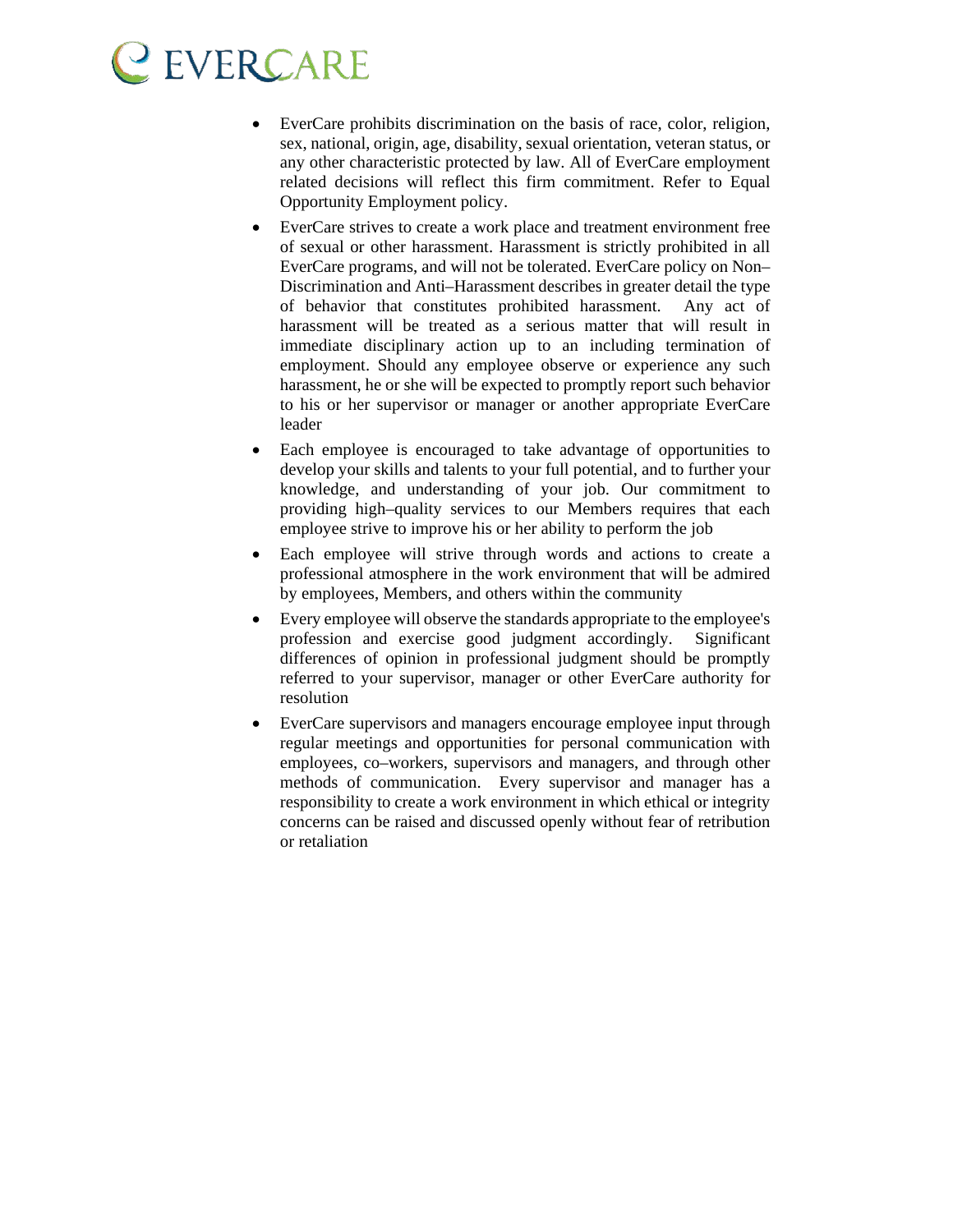- EverCare prohibits discrimination on the basis of race, color, religion, sex, national, origin, age, disability, sexual orientation, veteran status, or any other characteristic protected by law. All of EverCare employment related decisions will reflect this firm commitment. Refer to Equal Opportunity Employment policy.
- EverCare strives to create a work place and treatment environment free of sexual or other harassment. Harassment is strictly prohibited in all EverCare programs, and will not be tolerated. EverCare policy on Non–Discrimination and Anti–Harassment describes in greater detail the type of behavior that constitutes prohibited harassment. Any act of harassment will be treated as a serious matter that will result in immediate disciplinary action up to an including termination of employment. Should any employee observe or experience any such harassment, he or she will be expected to promptly report such behavior to his or her supervisor or manager or another appropriate EverCare leader
- Each employee is encouraged to take advantage of opportunities to develop your skills and talents to your full potential, and to further your knowledge, and understanding of your job. Our commitment to providing high–quality services to our Members requires that each employee strive to improve his or her ability to perform the job
- Each employee will strive through words and actions to create a professional atmosphere in the work environment that will be admired by employees, Members, and others within the community
- Every employee will observe the standards appropriate to the employee's profession and exercise good judgment accordingly. Significant differences of opinion in professional judgment should be promptly referred to your supervisor, manager or other EverCare authority for resolution
- EverCare supervisors and managers encourage employee input through regular meetings and opportunities for personal communication with employees, co–workers, supervisors and managers, and through other methods of communication. Every supervisor and manager has a responsibility to create a work environment in which ethical or integrity concerns can be raised and discussed openly without fear of retribution or retaliation